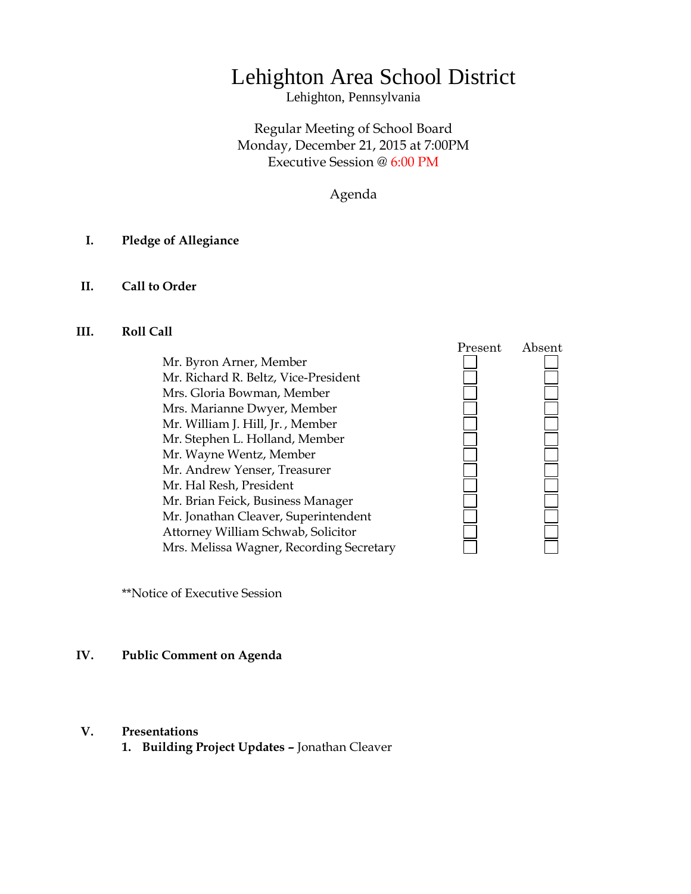# Lehighton Area School District

Lehighton, Pennsylvania

Regular Meeting of School Board
Monday, December 21, 2015 at 7:00PM
Executive Session @ 6:00 PM

Agenda

**I. Pledge of Allegiance**

**II. Call to Order**

**III. Roll Call**

| | Present | Absent |
|---|---|---|
| Mr. Byron Arner, Member | ☐ | ☐ |
| Mr. Richard R. Beltz, Vice-President | ☐ | ☐ |
| Mrs. Gloria Bowman, Member | ☐ | ☐ |
| Mrs. Marianne Dwyer, Member | ☐ | ☐ |
| Mr. William J. Hill, Jr. , Member | ☐ | ☐ |
| Mr. Stephen L. Holland, Member | ☐ | ☐ |
| Mr. Wayne Wentz, Member | ☐ | ☐ |
| Mr. Andrew Yenser, Treasurer | ☐ | ☐ |
| Mr. Hal Resh, President | ☐ | ☐ |
| Mr. Brian Feick, Business Manager | ☐ | ☐ |
| Mr. Jonathan Cleaver, Superintendent | ☐ | ☐ |
| Attorney William Schwab, Solicitor | ☐ | ☐ |
| Mrs. Melissa Wagner, Recording Secretary | ☐ | ☐ |

**Notice of Executive Session

**IV. Public Comment on Agenda**

**V. Presentations**

1. **Building Project Updates –** Jonathan Cleaver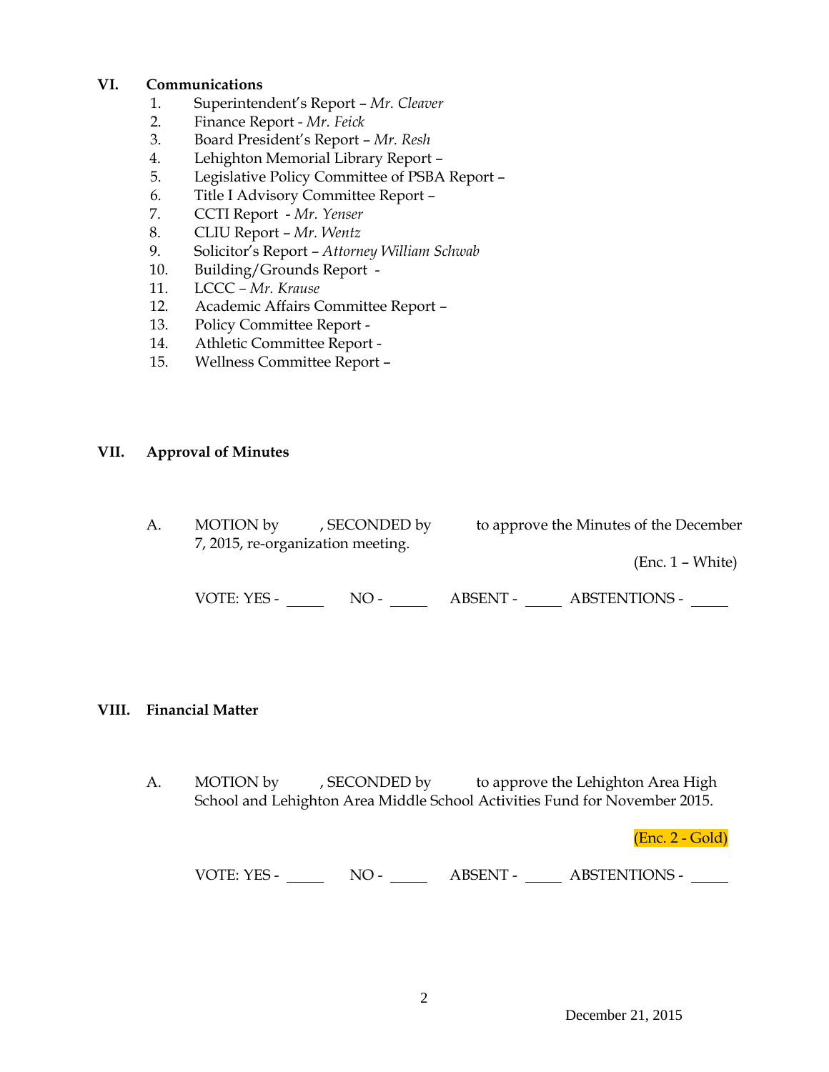## VI. Communications

1. Superintendent's Report – *Mr. Cleaver*
2. Finance Report - *Mr. Feick*
3. Board President's Report – *Mr. Resh*
4. Lehighton Memorial Library Report –
5. Legislative Policy Committee of PSBA Report –
6. Title I Advisory Committee Report –
7. CCTI Report - *Mr. Yenser*
8. CLIU Report – *Mr. Wentz*
9. Solicitor's Report – *Attorney William Schwab*
10. Building/Grounds Report -
11. LCCC – *Mr. Krause*
12. Academic Affairs Committee Report –
13. Policy Committee Report -
14. Athletic Committee Report -
15. Wellness Committee Report –

## VII. Approval of Minutes

A. MOTION by , SECONDED by to approve the Minutes of the December 7, 2015, re-organization meeting.

(Enc. 1 – White)

VOTE: YES - _____ NO - _____ ABSENT - _____ ABSTENTIONS - _____

## VIII. Financial Matter

A. MOTION by , SECONDED by to approve the Lehighton Area High School and Lehighton Area Middle School Activities Fund for November 2015.

(Enc. 2 - Gold)

VOTE: YES - _____ NO - _____ ABSENT - _____ ABSTENTIONS - _____

December 21, 2015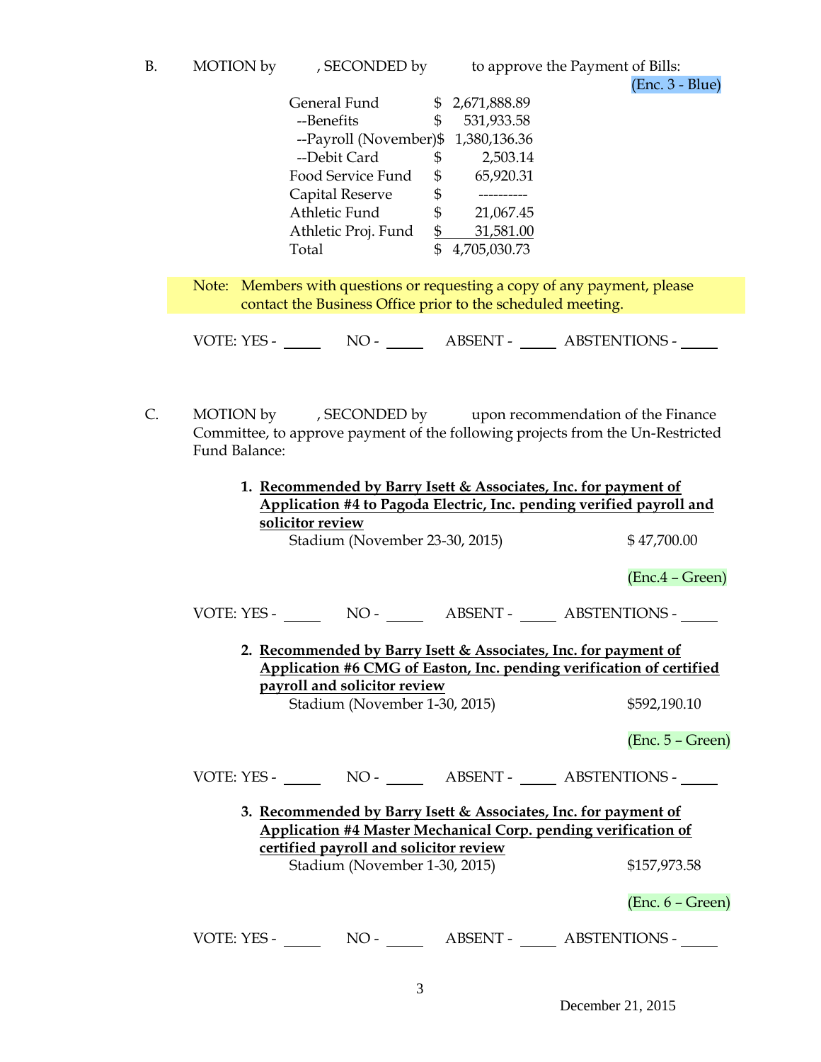B. MOTION by , SECONDED by to approve the Payment of Bills:

(Enc. 3 - Blue)

| | | |
|---|---|---|
| General Fund | $ | 2,671,888.89 |
| --Benefits | $ | 531,933.58 |
| --Payroll (November) | $ | 1,380,136.36 |
| --Debit Card | $ | 2,503.14 |
| Food Service Fund | $ | 65,920.31 |
| Capital Reserve | $ | ---------- |
| Athletic Fund | $ | 21,067.45 |
| Athletic Proj. Fund | $ | 31,581.00 |
| Total | $ | 4,705,030.73 |

Note: Members with questions or requesting a copy of any payment, please contact the Business Office prior to the scheduled meeting.

VOTE: YES - _____ NO - _____ ABSENT - _____ ABSTENTIONS - _____

C. MOTION by , SECONDED by upon recommendation of the Finance Committee, to approve payment of the following projects from the Un-Restricted Fund Balance:

1. **Recommended by Barry Isett & Associates, Inc. for payment of Application #4 to Pagoda Electric, Inc. pending verified payroll and solicitor review**

   Stadium (November 23-30, 2015) $ 47,700.00

   (Enc.4 – Green)

VOTE: YES - _____ NO - _____ ABSENT - _____ ABSTENTIONS - _____

2. **Recommended by Barry Isett & Associates, Inc. for payment of Application #6 CMG of Easton, Inc. pending verification of certified payroll and solicitor review**

   Stadium (November 1-30, 2015) $592,190.10

   (Enc. 5 – Green)

VOTE: YES - _____ NO - _____ ABSENT - _____ ABSTENTIONS - _____

3. **Recommended by Barry Isett & Associates, Inc. for payment of Application #4 Master Mechanical Corp. pending verification of certified payroll and solicitor review**

   Stadium (November 1-30, 2015) $157,973.58

   (Enc. 6 – Green)

VOTE: YES - _____ NO - _____ ABSENT - _____ ABSTENTIONS - _____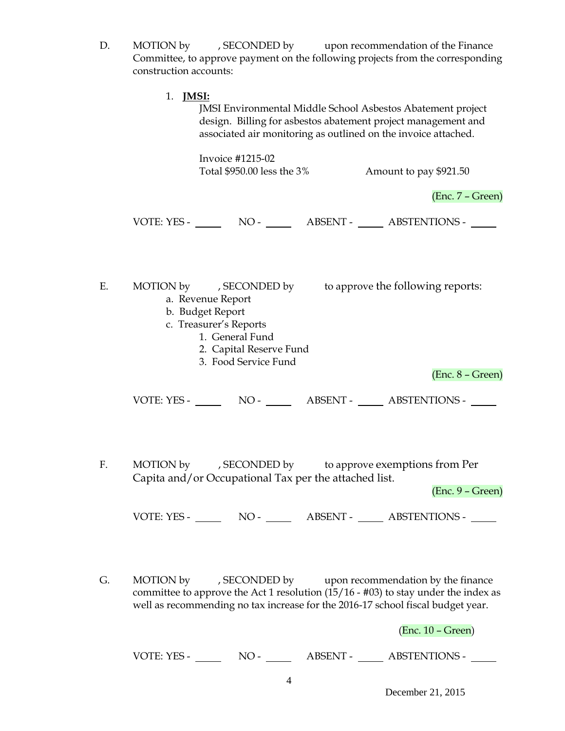D. MOTION by , SECONDED by upon recommendation of the Finance Committee, to approve payment on the following projects from the corresponding construction accounts:

1. **JMSI:**
   JMSI Environmental Middle School Asbestos Abatement project design. Billing for asbestos abatement project management and associated air monitoring as outlined on the invoice attached.

   Invoice #1215-02
   Total $950.00 less the 3% Amount to pay $921.50

(Enc. 7 – Green)

VOTE: YES - _____ NO - _____ ABSENT - _____ ABSTENTIONS - _____

E. MOTION by , SECONDED by to approve the following reports:
   a. Revenue Report
   b. Budget Report
   c. Treasurer's Reports
      1. General Fund
      2. Capital Reserve Fund
      3. Food Service Fund

(Enc. 8 – Green)

VOTE: YES - _____ NO - _____ ABSENT - _____ ABSTENTIONS - _____

F. MOTION by , SECONDED by to approve exemptions from Per Capita and/or Occupational Tax per the attached list.

(Enc. 9 – Green)

VOTE: YES - _____ NO - _____ ABSENT - _____ ABSTENTIONS - _____

G. MOTION by , SECONDED by upon recommendation by the finance committee to approve the Act 1 resolution (15/16 - #03) to stay under the index as well as recommending no tax increase for the 2016-17 school fiscal budget year.

(Enc. 10 – Green)

VOTE: YES - _____ NO - _____ ABSENT - _____ ABSTENTIONS - _____

December 21, 2015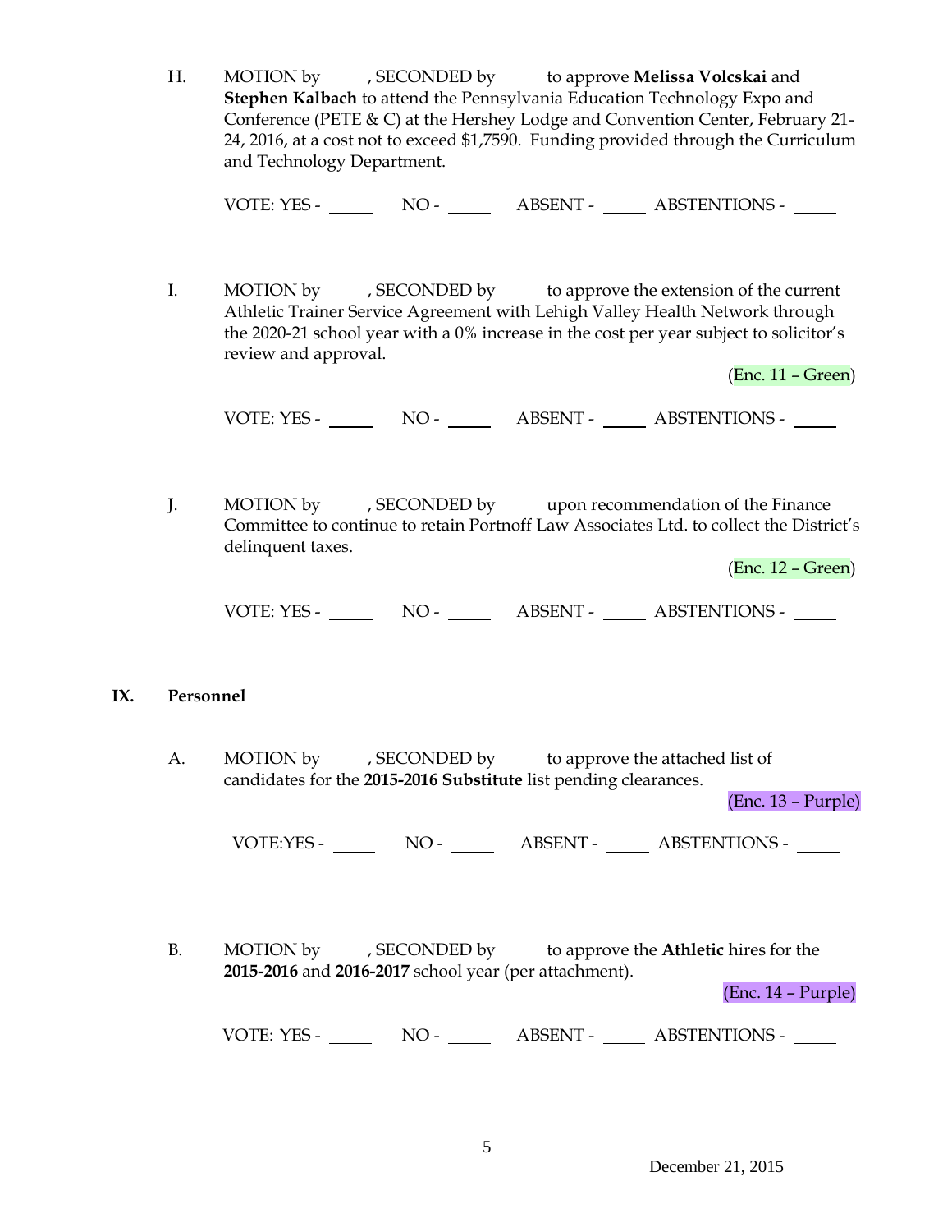H. MOTION by , SECONDED by to approve **Melissa Volcskai** and **Stephen Kalbach** to attend the Pennsylvania Education Technology Expo and Conference (PETE & C) at the Hershey Lodge and Convention Center, February 21-24, 2016, at a cost not to exceed $1,7590. Funding provided through the Curriculum and Technology Department.

VOTE: YES - _____ NO - _____ ABSENT - _____ ABSTENTIONS - _____

I. MOTION by , SECONDED by to approve the extension of the current Athletic Trainer Service Agreement with Lehigh Valley Health Network through the 2020-21 school year with a 0% increase in the cost per year subject to solicitor's review and approval.

(Enc. 11 – Green)

VOTE: YES - _____ NO - _____ ABSENT - _____ ABSTENTIONS - _____

J. MOTION by , SECONDED by upon recommendation of the Finance Committee to continue to retain Portnoff Law Associates Ltd. to collect the District's delinquent taxes.

(Enc. 12 – Green)

VOTE: YES - _____ NO - _____ ABSENT - _____ ABSTENTIONS - _____

## IX. Personnel

A. MOTION by , SECONDED by to approve the attached list of candidates for the **2015-2016 Substitute** list pending clearances.

(Enc. 13 – Purple)

VOTE:YES - _____ NO - _____ ABSENT - _____ ABSTENTIONS - _____

B. MOTION by , SECONDED by to approve the **Athletic** hires for the **2015-2016** and **2016-2017** school year (per attachment).

(Enc. 14 – Purple)

VOTE: YES - _____ NO - _____ ABSENT - _____ ABSTENTIONS - _____

December 21, 2015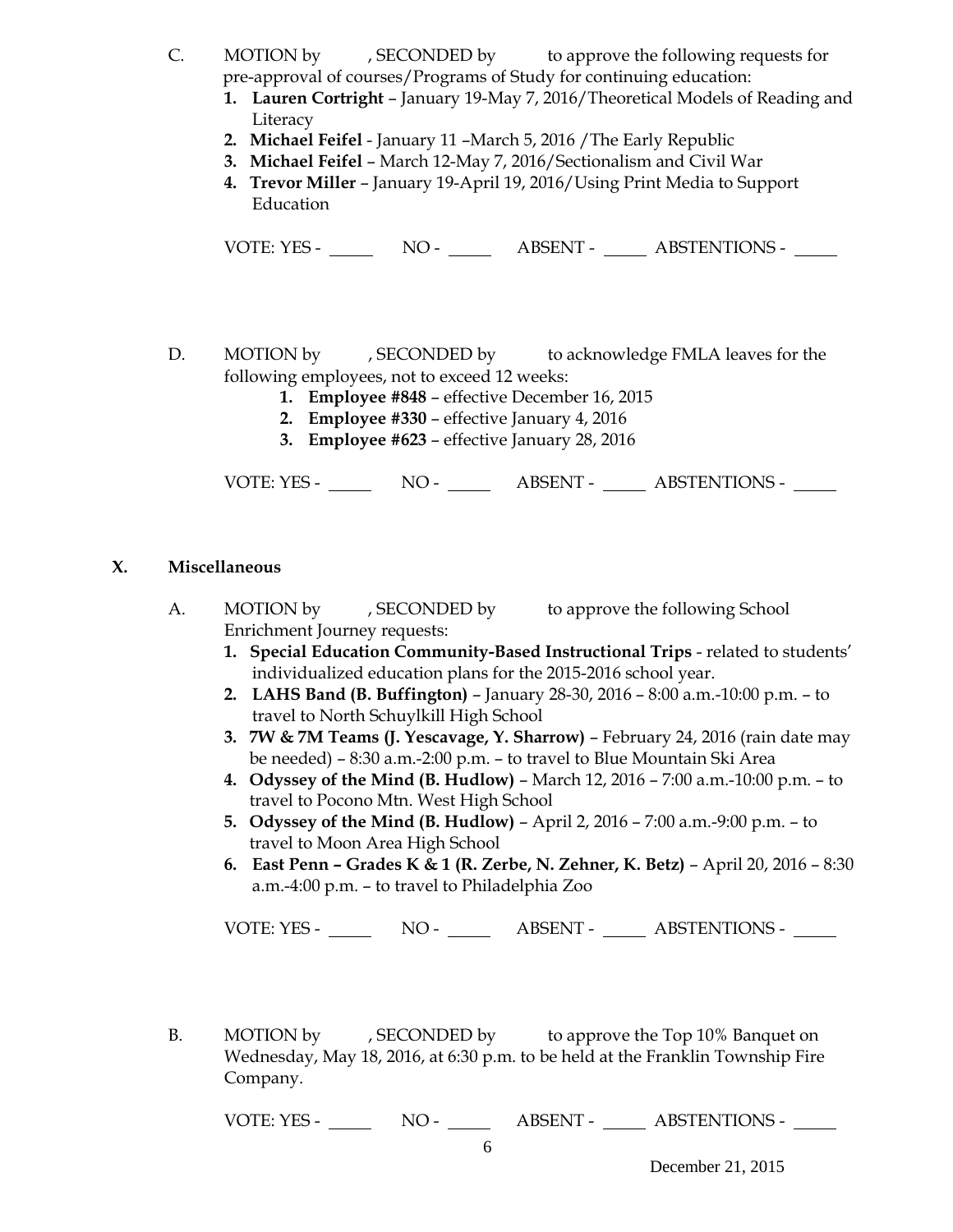C. MOTION by , SECONDED by to approve the following requests for pre-approval of courses/Programs of Study for continuing education:

1. **Lauren Cortright** – January 19-May 7, 2016/Theoretical Models of Reading and Literacy
2. **Michael Feifel** - January 11 –March 5, 2016 /The Early Republic
3. **Michael Feifel** – March 12-May 7, 2016/Sectionalism and Civil War
4. **Trevor Miller** – January 19-April 19, 2016/Using Print Media to Support Education

VOTE: YES - _____ NO - _____ ABSENT - _____ ABSTENTIONS - _____

D. MOTION by , SECONDED by to acknowledge FMLA leaves for the following employees, not to exceed 12 weeks:

1. **Employee #848** – effective December 16, 2015
2. **Employee #330** – effective January 4, 2016
3. **Employee #623** – effective January 28, 2016

VOTE: YES - _____ NO - _____ ABSENT - _____ ABSTENTIONS - _____

## X. Miscellaneous

A. MOTION by , SECONDED by to approve the following School Enrichment Journey requests:

1. **Special Education Community-Based Instructional Trips** - related to students' individualized education plans for the 2015-2016 school year.
2. **LAHS Band (B. Buffington)** – January 28-30, 2016 – 8:00 a.m.-10:00 p.m. – to travel to North Schuylkill High School
3. **7W & 7M Teams (J. Yescavage, Y. Sharrow)** – February 24, 2016 (rain date may be needed) – 8:30 a.m.-2:00 p.m. – to travel to Blue Mountain Ski Area
4. **Odyssey of the Mind (B. Hudlow)** – March 12, 2016 – 7:00 a.m.-10:00 p.m. – to travel to Pocono Mtn. West High School
5. **Odyssey of the Mind (B. Hudlow)** – April 2, 2016 – 7:00 a.m.-9:00 p.m. – to travel to Moon Area High School
6. **East Penn – Grades K & 1 (R. Zerbe, N. Zehner, K. Betz)** – April 20, 2016 – 8:30 a.m.-4:00 p.m. – to travel to Philadelphia Zoo

VOTE: YES - _____ NO - _____ ABSENT - _____ ABSTENTIONS - _____

B. MOTION by , SECONDED by to approve the Top 10% Banquet on Wednesday, May 18, 2016, at 6:30 p.m. to be held at the Franklin Township Fire Company.

VOTE: YES - _____ NO - _____ ABSENT - _____ ABSTENTIONS - _____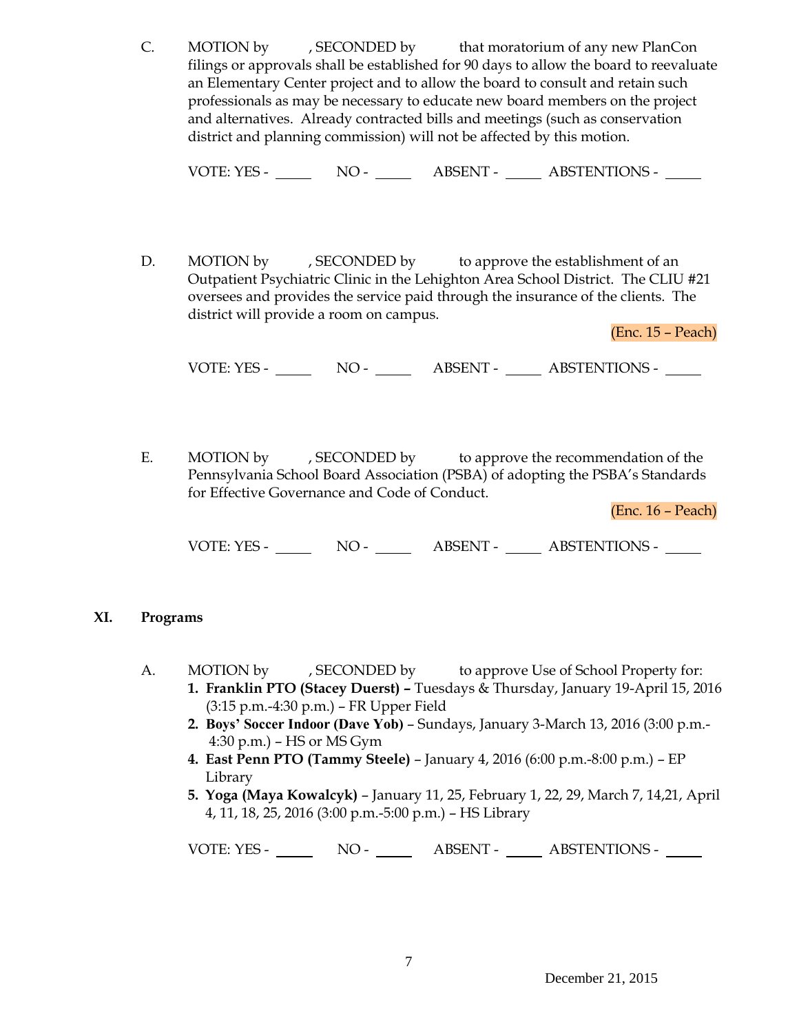C. MOTION by , SECONDED by that moratorium of any new PlanCon filings or approvals shall be established for 90 days to allow the board to reevaluate an Elementary Center project and to allow the board to consult and retain such professionals as may be necessary to educate new board members on the project and alternatives. Already contracted bills and meetings (such as conservation district and planning commission) will not be affected by this motion.

VOTE: YES - _____ NO - _____ ABSENT - _____ ABSTENTIONS - _____

D. MOTION by , SECONDED by to approve the establishment of an Outpatient Psychiatric Clinic in the Lehighton Area School District. The CLIU #21 oversees and provides the service paid through the insurance of the clients. The district will provide a room on campus.

(Enc. 15 – Peach)

VOTE: YES - _____ NO - _____ ABSENT - _____ ABSTENTIONS - _____

E. MOTION by , SECONDED by to approve the recommendation of the Pennsylvania School Board Association (PSBA) of adopting the PSBA's Standards for Effective Governance and Code of Conduct.

(Enc. 16 – Peach)

VOTE: YES - _____ NO - _____ ABSENT - _____ ABSTENTIONS - _____

## XI. Programs

A. MOTION by , SECONDED by to approve Use of School Property for:

1. **Franklin PTO (Stacey Duerst) –** Tuesdays & Thursday, January 19-April 15, 2016 (3:15 p.m.-4:30 p.m.) – FR Upper Field
2. **Boys' Soccer Indoor (Dave Yob)** – Sundays, January 3-March 13, 2016 (3:00 p.m.- 4:30 p.m.) – HS or MS Gym
4. **East Penn PTO (Tammy Steele)** – January 4, 2016 (6:00 p.m.-8:00 p.m.) – EP Library
5. **Yoga (Maya Kowalcyk)** – January 11, 25, February 1, 22, 29, March 7, 14,21, April 4, 11, 18, 25, 2016 (3:00 p.m.-5:00 p.m.) – HS Library

VOTE: YES - _____ NO - _____ ABSENT - _____ ABSTENTIONS - _____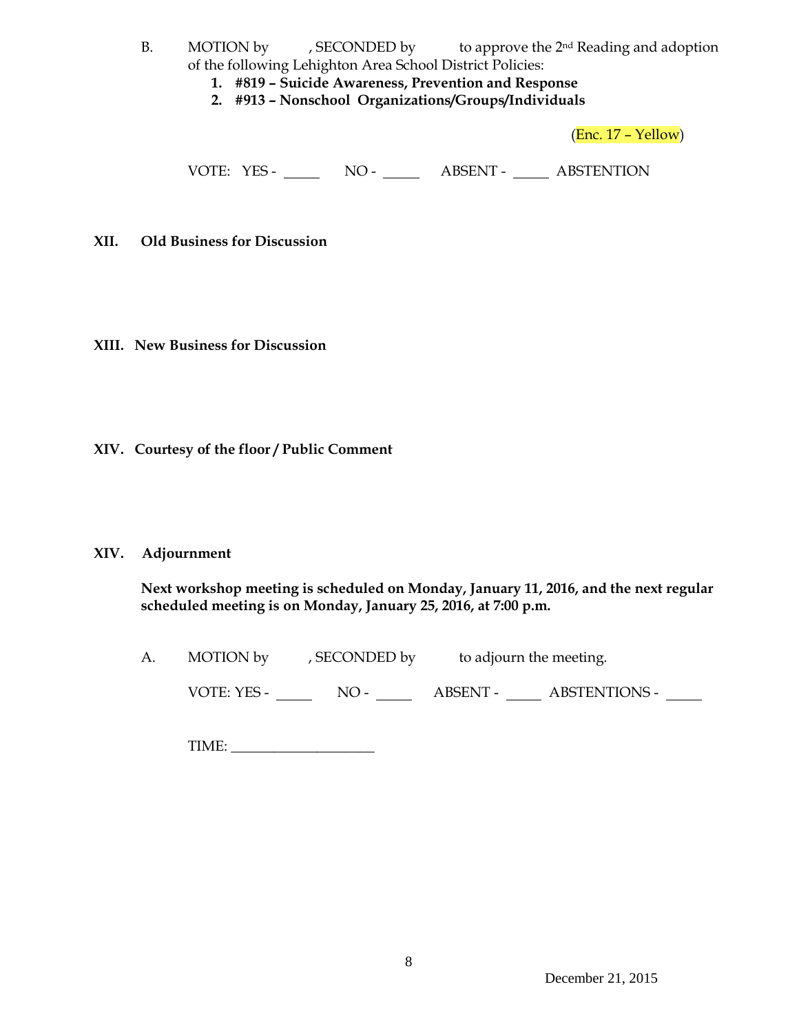B. MOTION by \_\_\_\_\_, SECONDED by \_\_\_\_\_ to approve the 2nd Reading and adoption of the following Lehighton Area School District Policies:

1. **#819 – Suicide Awareness, Prevention and Response**
2. **#913 – Nonschool Organizations/Groups/Individuals**

(Enc. 17 – Yellow)

VOTE: YES - \_\_\_\_\_ NO - \_\_\_\_\_ ABSENT - \_\_\_\_\_ ABSTENTION

**XII. Old Business for Discussion**

**XIII. New Business for Discussion**

**XIV. Courtesy of the floor / Public Comment**

**XIV. Adjournment**

**Next workshop meeting is scheduled on Monday, January 11, 2016, and the next regular scheduled meeting is on Monday, January 25, 2016, at 7:00 p.m.**

A. MOTION by \_\_\_\_\_, SECONDED by \_\_\_\_\_ to adjourn the meeting.

VOTE: YES - \_\_\_\_\_ NO - \_\_\_\_\_ ABSENT - \_\_\_\_\_ ABSTENTIONS - \_\_\_\_\_

TIME: \_\_\_\_\_\_\_\_\_\_\_\_\_\_\_\_\_\_\_\_

December 21, 2015